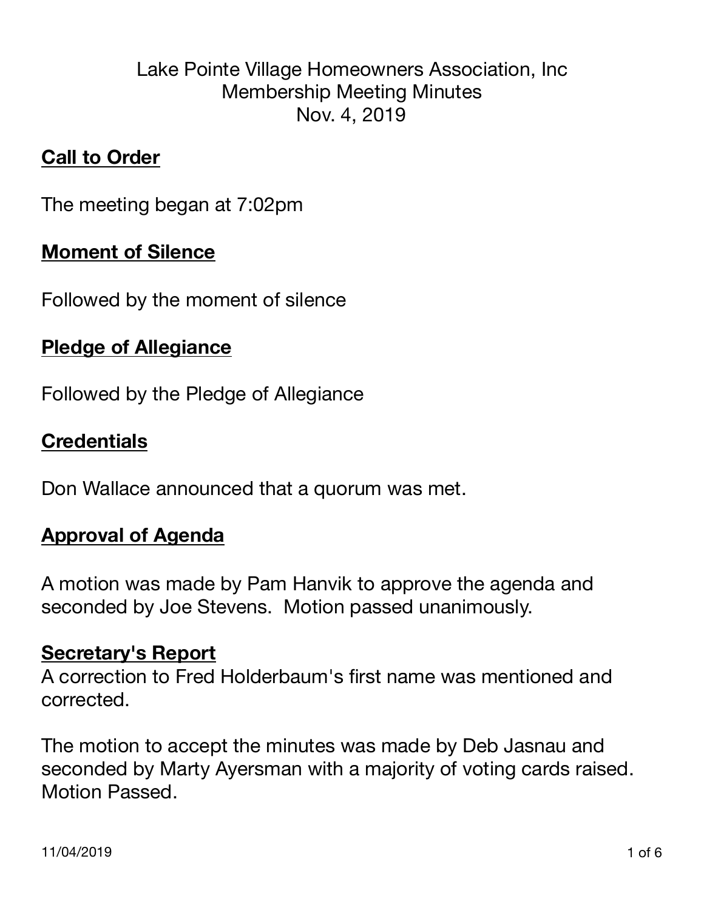# Lake Pointe Village Homeowners Association, Inc
## Membership Meeting Minutes
### Nov. 4, 2019

**Call to Order**

The meeting began at 7:02pm

**Moment of Silence**

Followed by the moment of silence

**Pledge of Allegiance**

Followed by the Pledge of Allegiance

**Credentials**

Don Wallace announced that a quorum was met.

**Approval of Agenda**

A motion was made by Pam Hanvik to approve the agenda and seconded by Joe Stevens. Motion passed unanimously.

**Secretary's Report**

A correction to Fred Holderbaum's first name was mentioned and corrected.

The motion to accept the minutes was made by Deb Jasnau and seconded by Marty Ayersman with a majority of voting cards raised. Motion Passed.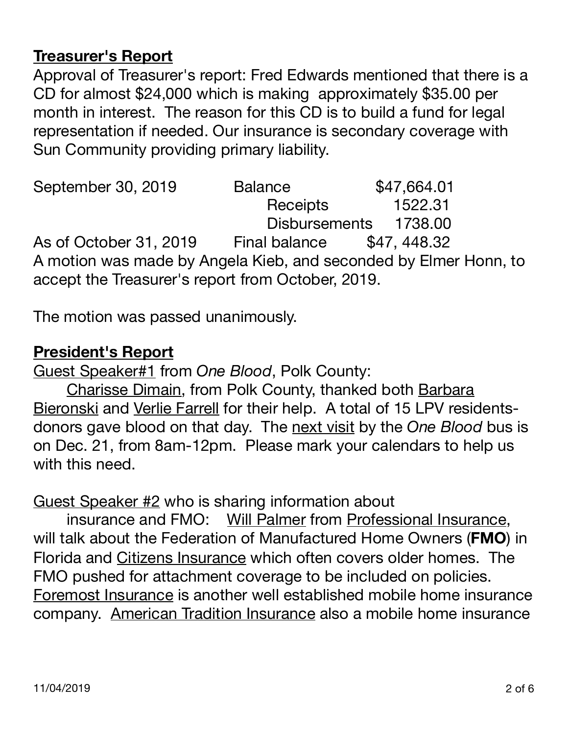## Treasurer's Report

Approval of Treasurer's report: Fred Edwards mentioned that there is a CD for almost $24,000 which is making approximately $35.00 per month in interest. The reason for this CD is to build a fund for legal representation if needed. Our insurance is secondary coverage with Sun Community providing primary liability.

| | | |
|---|---|---|
| September 30, 2019 | Balance | $47,664.01 |
| | Receipts | 1522.31 |
| | Disbursements | 1738.00 |
| As of October 31, 2019 | Final balance | $47, 448.32 |

A motion was made by Angela Kieb, and seconded by Elmer Honn, to accept the Treasurer's report from October, 2019.

The motion was passed unanimously.

## President's Report

Guest Speaker#1 from *One Blood*, Polk County:

Charisse Dimain, from Polk County, thanked both Barbara Bieronski and Verlie Farrell for their help. A total of 15 LPV residents-donors gave blood on that day. The next visit by the *One Blood* bus is on Dec. 21, from 8am-12pm. Please mark your calendars to help us with this need.

Guest Speaker #2 who is sharing information about

insurance and FMO: Will Palmer from Professional Insurance, will talk about the Federation of Manufactured Home Owners (**FMO**) in Florida and Citizens Insurance which often covers older homes. The FMO pushed for attachment coverage to be included on policies. Foremost Insurance is another well established mobile home insurance company. American Tradition Insurance also a mobile home insurance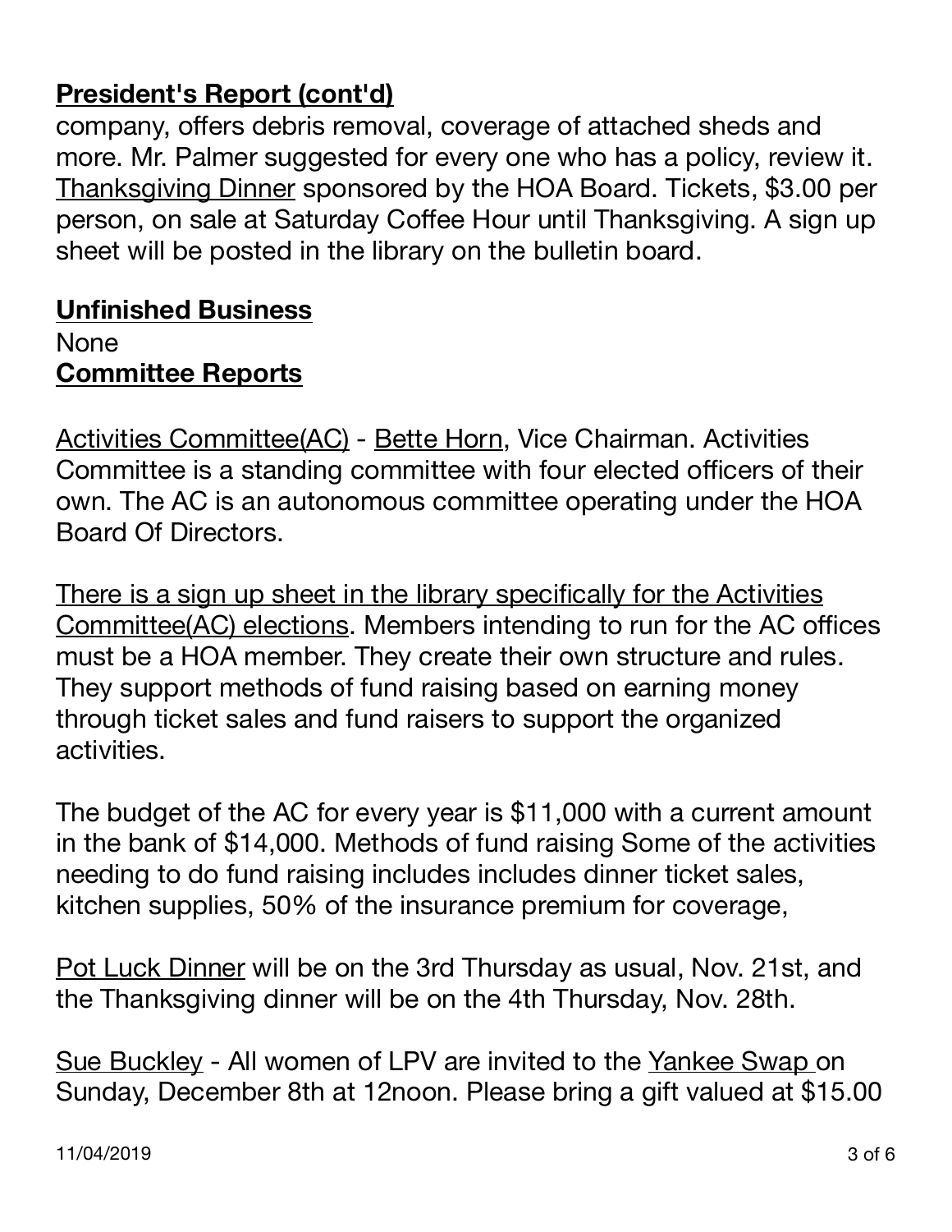**President's Report (cont'd)**

company, offers debris removal, coverage of attached sheds and more. Mr. Palmer suggested for every one who has a policy, review it. Thanksgiving Dinner sponsored by the HOA Board. Tickets, $3.00 per person, on sale at Saturday Coffee Hour until Thanksgiving. A sign up sheet will be posted in the library on the bulletin board.

**Unfinished Business**

None

**Committee Reports**

Activities Committee(AC) - Bette Horn, Vice Chairman. Activities Committee is a standing committee with four elected officers of their own. The AC is an autonomous committee operating under the HOA Board Of Directors.

There is a sign up sheet in the library specifically for the Activities Committee(AC) elections. Members intending to run for the AC offices must be a HOA member. They create their own structure and rules. They support methods of fund raising based on earning money through ticket sales and fund raisers to support the organized activities.

The budget of the AC for every year is $11,000 with a current amount in the bank of $14,000. Methods of fund raising Some of the activities needing to do fund raising includes includes dinner ticket sales, kitchen supplies, 50% of the insurance premium for coverage,

Pot Luck Dinner will be on the 3rd Thursday as usual, Nov. 21st, and the Thanksgiving dinner will be on the 4th Thursday, Nov. 28th.

Sue Buckley - All women of LPV are invited to the Yankee Swap on Sunday, December 8th at 12noon. Please bring a gift valued at $15.00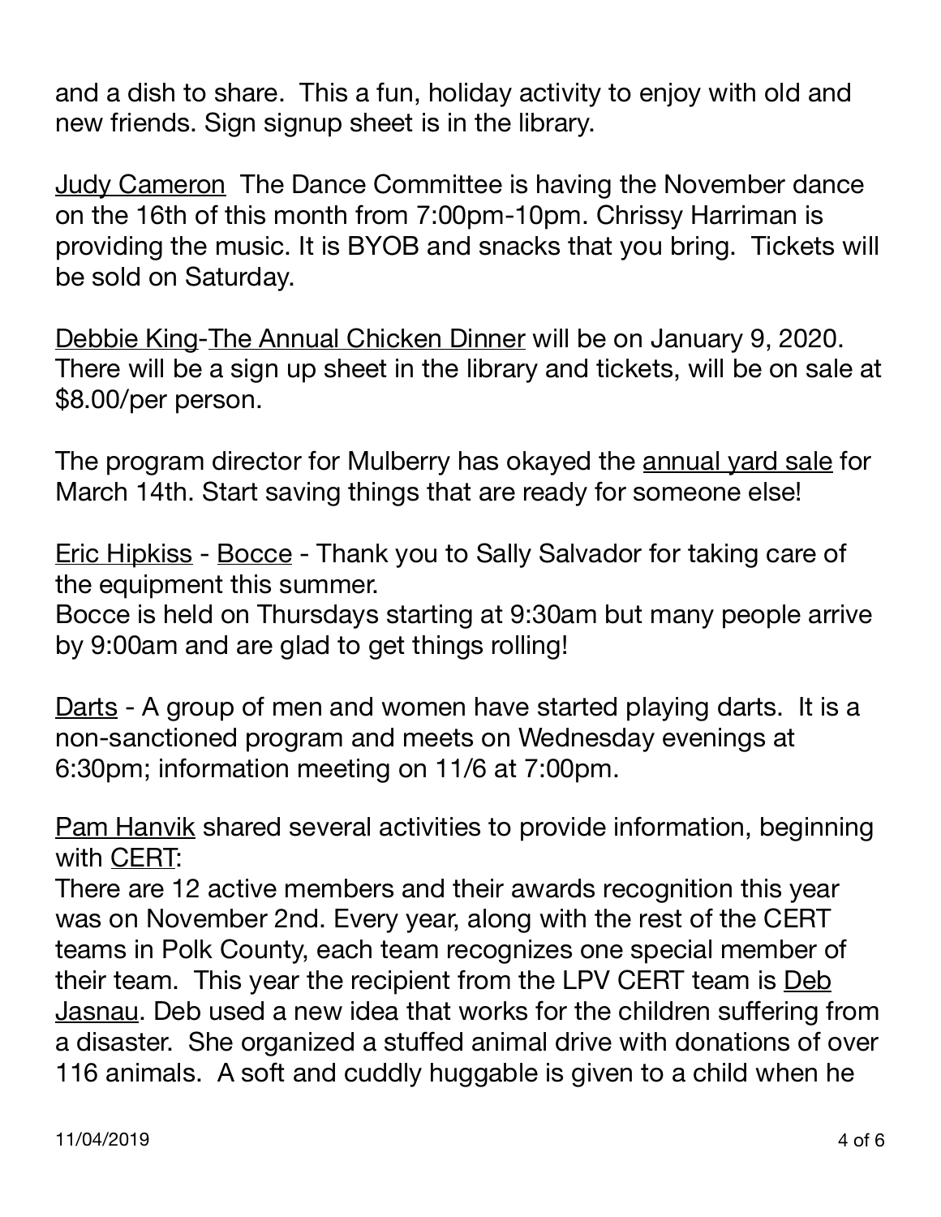and a dish to share. This a fun, holiday activity to enjoy with old and new friends. Sign signup sheet is in the library.

<u>Judy Cameron</u> The Dance Committee is having the November dance on the 16th of this month from 7:00pm-10pm. Chrissy Harriman is providing the music. It is BYOB and snacks that you bring. Tickets will be sold on Saturday.

<u>Debbie King</u>-<u>The Annual Chicken Dinner</u> will be on January 9, 2020. There will be a sign up sheet in the library and tickets, will be on sale at $8.00/per person.

The program director for Mulberry has okayed the <u>annual yard sale</u> for March 14th. Start saving things that are ready for someone else!

<u>Eric Hipkiss</u> - <u>Bocce</u> - Thank you to Sally Salvador for taking care of the equipment this summer.
Bocce is held on Thursdays starting at 9:30am but many people arrive by 9:00am and are glad to get things rolling!

<u>Darts</u> - A group of men and women have started playing darts. It is a non-sanctioned program and meets on Wednesday evenings at 6:30pm; information meeting on 11/6 at 7:00pm.

<u>Pam Hanvik</u> shared several activities to provide information, beginning with <u>CERT</u>:
There are 12 active members and their awards recognition this year was on November 2nd. Every year, along with the rest of the CERT teams in Polk County, each team recognizes one special member of their team. This year the recipient from the LPV CERT team is <u>Deb Jasnau</u>. Deb used a new idea that works for the children suffering from a disaster. She organized a stuffed animal drive with donations of over 116 animals. A soft and cuddly huggable is given to a child when he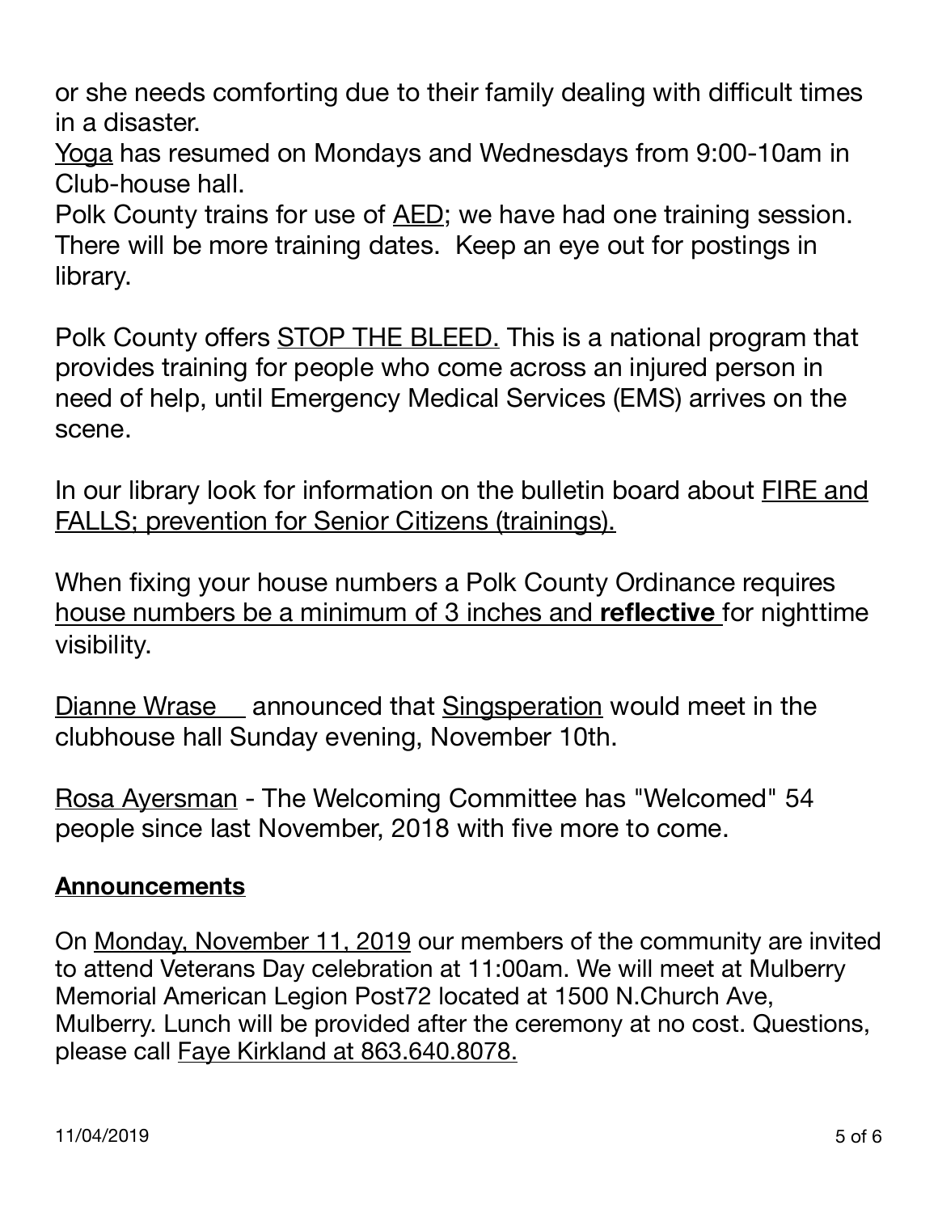or she needs comforting due to their family dealing with difficult times in a disaster.

<u>Yoga</u> has resumed on Mondays and Wednesdays from 9:00-10am in Club-house hall.

Polk County trains for use of <u>AED</u>; we have had one training session. There will be more training dates. Keep an eye out for postings in library.

Polk County offers <u>STOP THE BLEED.</u> This is a national program that provides training for people who come across an injured person in need of help, until Emergency Medical Services (EMS) arrives on the scene.

In our library look for information on the bulletin board about <u>FIRE and FALLS; prevention for Senior Citizens (trainings).</u>

When fixing your house numbers a Polk County Ordinance requires <u>house numbers be a minimum of 3 inches and **reflective**</u> for nighttime visibility.

<u>Dianne Wrase</u> announced that <u>Singsperation</u> would meet in the clubhouse hall Sunday evening, November 10th.

<u>Rosa Ayersman</u> - The Welcoming Committee has "Welcomed" 54 people since last November, 2018 with five more to come.

## Announcements

On <u>Monday, November 11, 2019</u> our members of the community are invited to attend Veterans Day celebration at 11:00am. We will meet at Mulberry Memorial American Legion Post72 located at 1500 N.Church Ave, Mulberry. Lunch will be provided after the ceremony at no cost. Questions, please call <u>Faye Kirkland at 863.640.8078.</u>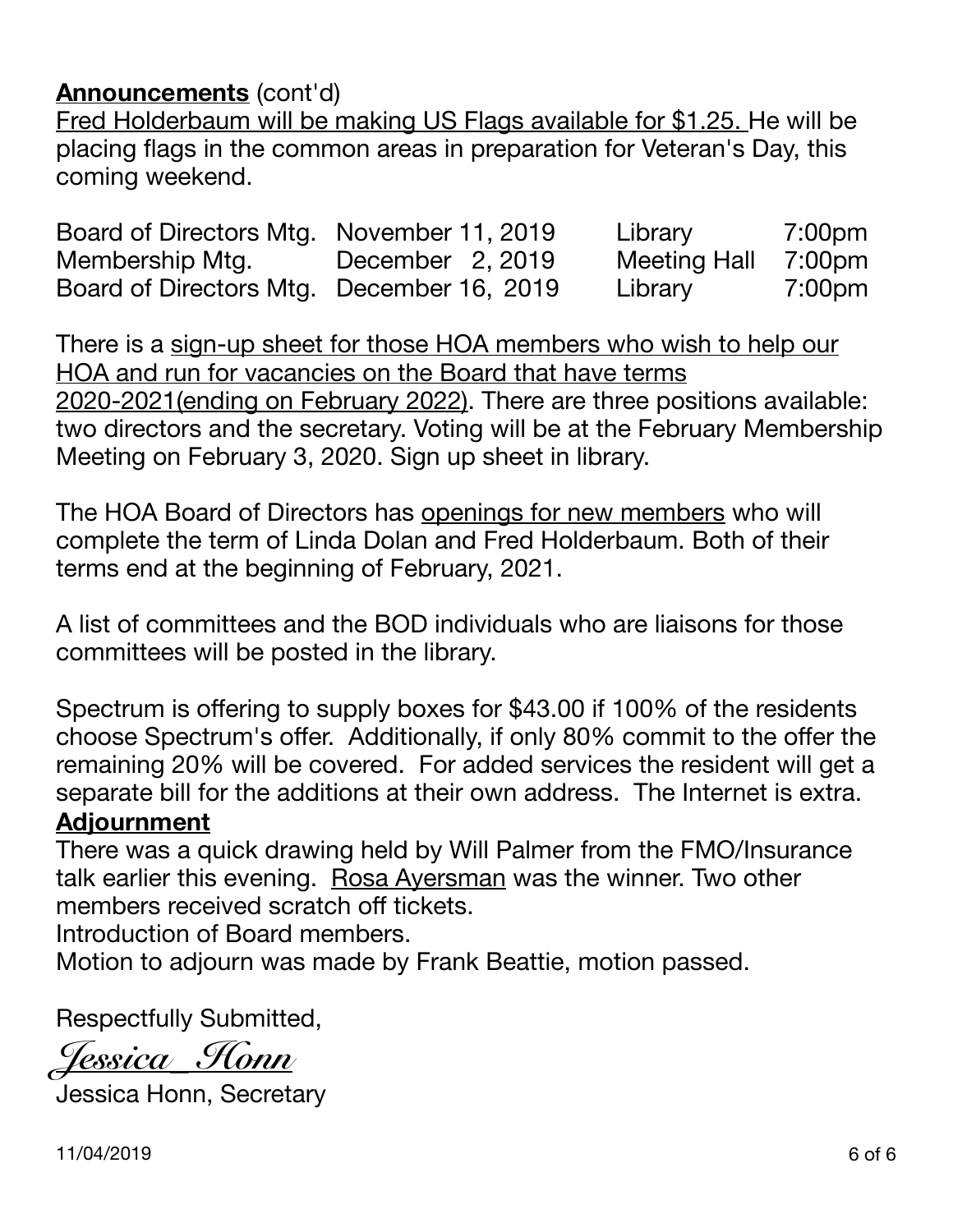**Announcements** (cont'd)

Fred Holderbaum will be making US Flags available for $1.25. He will be placing flags in the common areas in preparation for Veteran's Day, this coming weekend.

| | | | |
|---|---|---|---|
| Board of Directors Mtg. | November 11, 2019 | Library | 7:00pm |
| Membership Mtg. | December 2, 2019 | Meeting Hall | 7:00pm |
| Board of Directors Mtg. | December 16, 2019 | Library | 7:00pm |

There is a sign-up sheet for those HOA members who wish to help our HOA and run for vacancies on the Board that have terms 2020-2021(ending on February 2022). There are three positions available: two directors and the secretary. Voting will be at the February Membership Meeting on February 3, 2020. Sign up sheet in library.

The HOA Board of Directors has openings for new members who will complete the term of Linda Dolan and Fred Holderbaum. Both of their terms end at the beginning of February, 2021.

A list of committees and the BOD individuals who are liaisons for those committees will be posted in the library.

Spectrum is offering to supply boxes for $43.00 if 100% of the residents choose Spectrum's offer. Additionally, if only 80% commit to the offer the remaining 20% will be covered. For added services the resident will get a separate bill for the additions at their own address. The Internet is extra.

**Adjournment**

There was a quick drawing held by Will Palmer from the FMO/Insurance talk earlier this evening. Rosa Ayersman was the winner. Two other members received scratch off tickets.

Introduction of Board members.

Motion to adjourn was made by Frank Beattie, motion passed.

Respectfully Submitted,

*Jessica Honn*

Jessica Honn, Secretary

11/04/2019